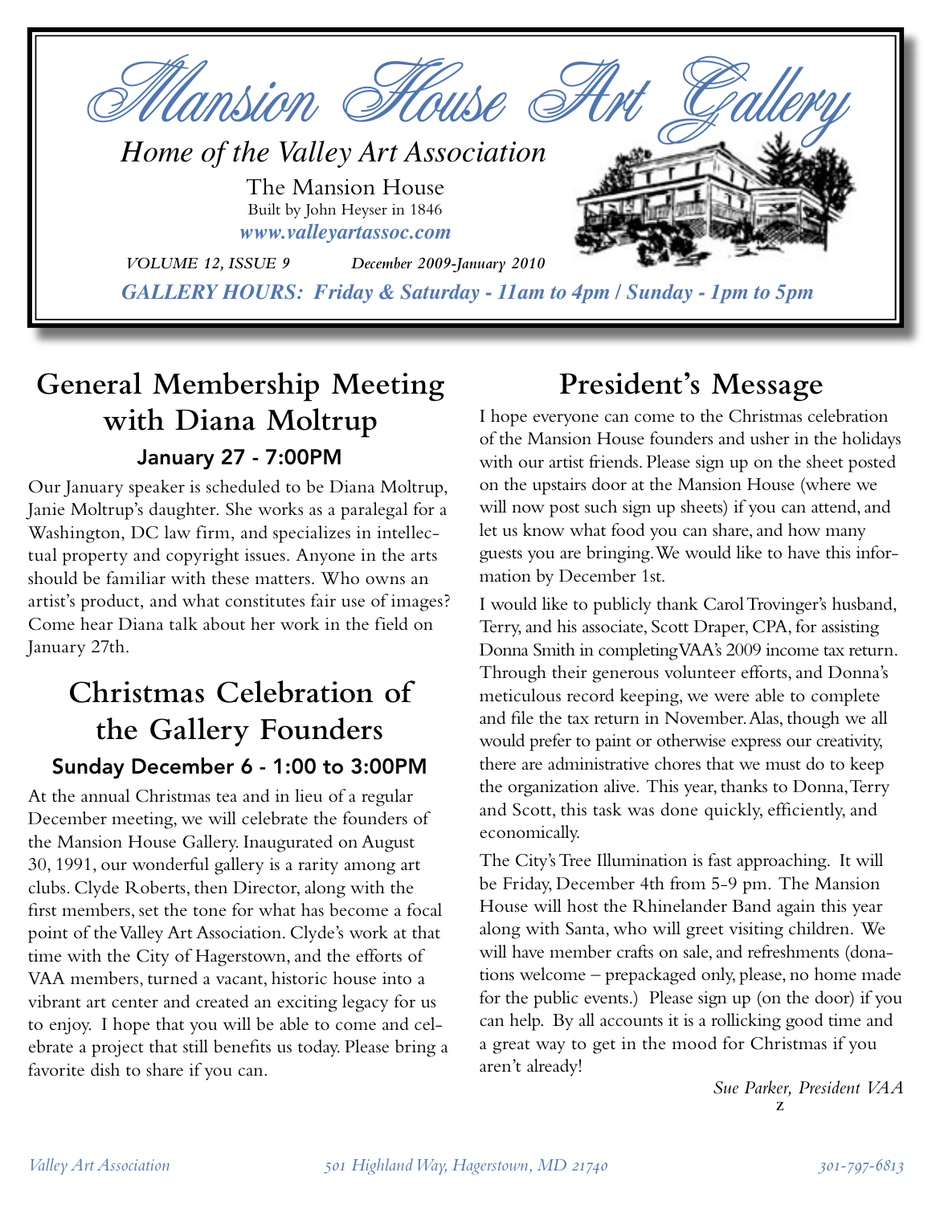# Mansion House Art Gallery

*Home of the Valley Art Association*

The Mansion House
Built by John Heyser in 1846
***www.valleyartassoc.com***

*VOLUME 12, ISSUE 9* *December 2009-January 2010*

***GALLERY HOURS: Friday & Saturday - 11am to 4pm / Sunday - 1pm to 5pm***

## General Membership Meeting with Diana Moltrup

### January 27 - 7:00PM

Our January speaker is scheduled to be Diana Moltrup, Janie Moltrup's daughter. She works as a paralegal for a Washington, DC law firm, and specializes in intellectual property and copyright issues. Anyone in the arts should be familiar with these matters. Who owns an artist's product, and what constitutes fair use of images? Come hear Diana talk about her work in the field on January 27th.

## Christmas Celebration of the Gallery Founders

### Sunday December 6 - 1:00 to 3:00PM

At the annual Christmas tea and in lieu of a regular December meeting, we will celebrate the founders of the Mansion House Gallery. Inaugurated on August 30, 1991, our wonderful gallery is a rarity among art clubs. Clyde Roberts, then Director, along with the first members, set the tone for what has become a focal point of the Valley Art Association. Clyde's work at that time with the City of Hagerstown, and the efforts of VAA members, turned a vacant, historic house into a vibrant art center and created an exciting legacy for us to enjoy. I hope that you will be able to come and celebrate a project that still benefits us today. Please bring a favorite dish to share if you can.

## President's Message

I hope everyone can come to the Christmas celebration of the Mansion House founders and usher in the holidays with our artist friends. Please sign up on the sheet posted on the upstairs door at the Mansion House (where we will now post such sign up sheets) if you can attend, and let us know what food you can share, and how many guests you are bringing. We would like to have this information by December 1st.

I would like to publicly thank Carol Trovinger's husband, Terry, and his associate, Scott Draper, CPA, for assisting Donna Smith in completing VAA's 2009 income tax return. Through their generous volunteer efforts, and Donna's meticulous record keeping, we were able to complete and file the tax return in November. Alas, though we all would prefer to paint or otherwise express our creativity, there are administrative chores that we must do to keep the organization alive. This year, thanks to Donna, Terry and Scott, this task was done quickly, efficiently, and economically.

The City's Tree Illumination is fast approaching. It will be Friday, December 4th from 5-9 pm. The Mansion House will host the Rhinelander Band again this year along with Santa, who will greet visiting children. We will have member crafts on sale, and refreshments (donations welcome – prepackaged only, please, no home made for the public events.) Please sign up (on the door) if you can help. By all accounts it is a rollicking good time and a great way to get in the mood for Christmas if you aren't already!

*Sue Parker, President VAA*

z

*Valley Art Association* *501 Highland Way, Hagerstown, MD 21740* *301-797-6813*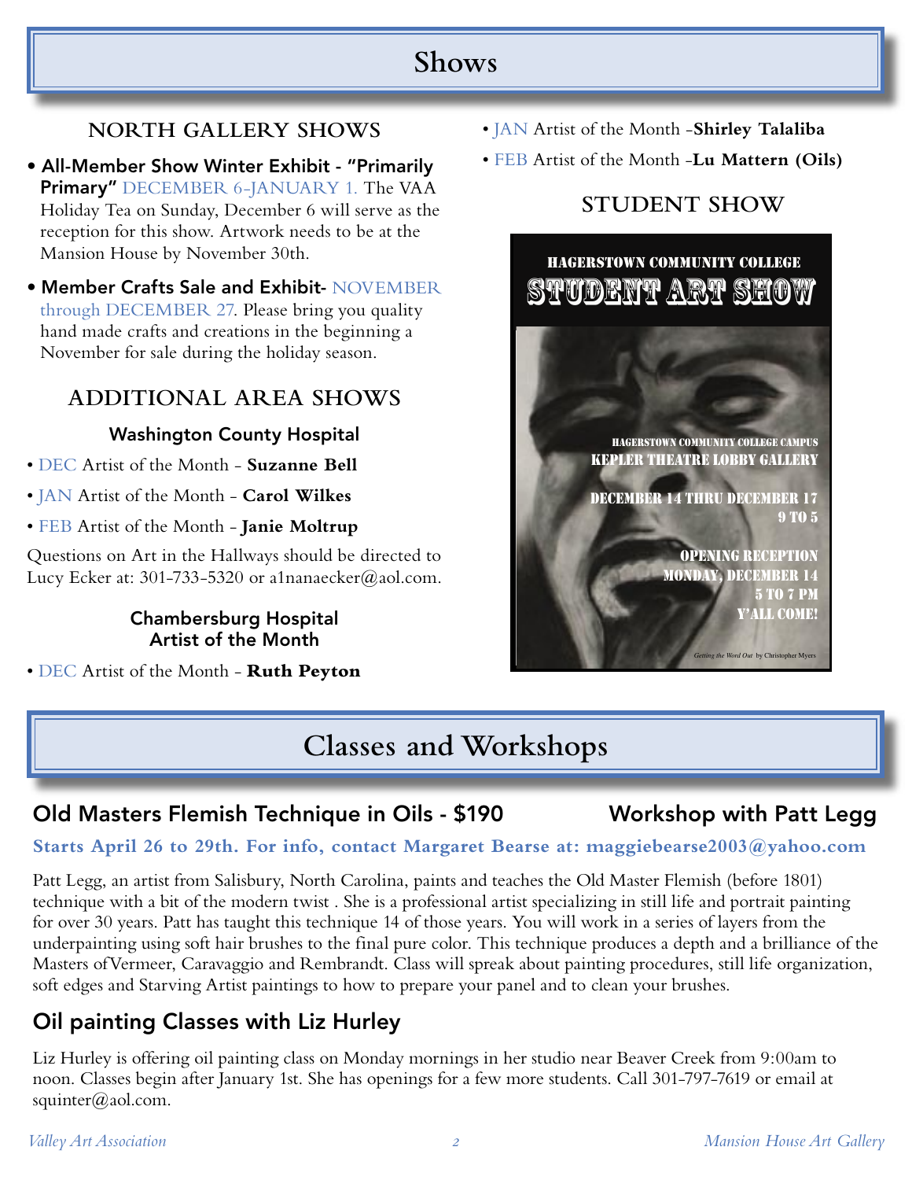# Shows

## NORTH GALLERY SHOWS

- **All-Member Show Winter Exhibit - "Primarily Primary"** DECEMBER 6-JANUARY 1. The VAA Holiday Tea on Sunday, December 6 will serve as the reception for this show. Artwork needs to be at the Mansion House by November 30th.
- **Member Crafts Sale and Exhibit-** NOVEMBER through DECEMBER 27. Please bring you quality hand made crafts and creations in the beginning a November for sale during the holiday season.

## ADDITIONAL AREA SHOWS

### Washington County Hospital

- DEC Artist of the Month - **Suzanne Bell**
- JAN Artist of the Month - **Carol Wilkes**
- FEB Artist of the Month - **Janie Moltrup**

Questions on Art in the Hallways should be directed to Lucy Ecker at: 301-733-5320 or a1nanaecker@aol.com.

### Chambersburg Hospital Artist of the Month

- DEC Artist of the Month - **Ruth Peyton**
- JAN Artist of the Month -**Shirley Talaliba**
- FEB Artist of the Month -**Lu Mattern (Oils)**

## STUDENT SHOW

HAGERSTOWN COMMUNITY COLLEGE
STUDENT ART SHOW

HAGERSTOWN COMMUNITY COLLEGE CAMPUS
KEPLER THEATRE LOBBY GALLERY

DECEMBER 14 THRU DECEMBER 17
9 TO 5

OPENING RECEPTION
MONDAY, DECEMBER 14
5 TO 7 PM
Y'ALL COME!

*Getting the Word Out* by Christopher Myers

# Classes and Workshops

## Old Masters Flemish Technique in Oils - $190 Workshop with Patt Legg

**Starts April 26 to 29th. For info, contact Margaret Bearse at: maggiebearse2003@yahoo.com**

Patt Legg, an artist from Salisbury, North Carolina, paints and teaches the Old Master Flemish (before 1801) technique with a bit of the modern twist . She is a professional artist specializing in still life and portrait painting for over 30 years. Patt has taught this technique 14 of those years. You will work in a series of layers from the underpainting using soft hair brushes to the final pure color. This technique produces a depth and a brilliance of the Masters of Vermeer, Caravaggio and Rembrandt. Class will spreak about painting procedures, still life organization, soft edges and Starving Artist paintings to how to prepare your panel and to clean your brushes.

## Oil painting Classes with Liz Hurley

Liz Hurley is offering oil painting class on Monday mornings in her studio near Beaver Creek from 9:00am to noon. Classes begin after January 1st. She has openings for a few more students. Call 301-797-7619 or email at squinter@aol.com.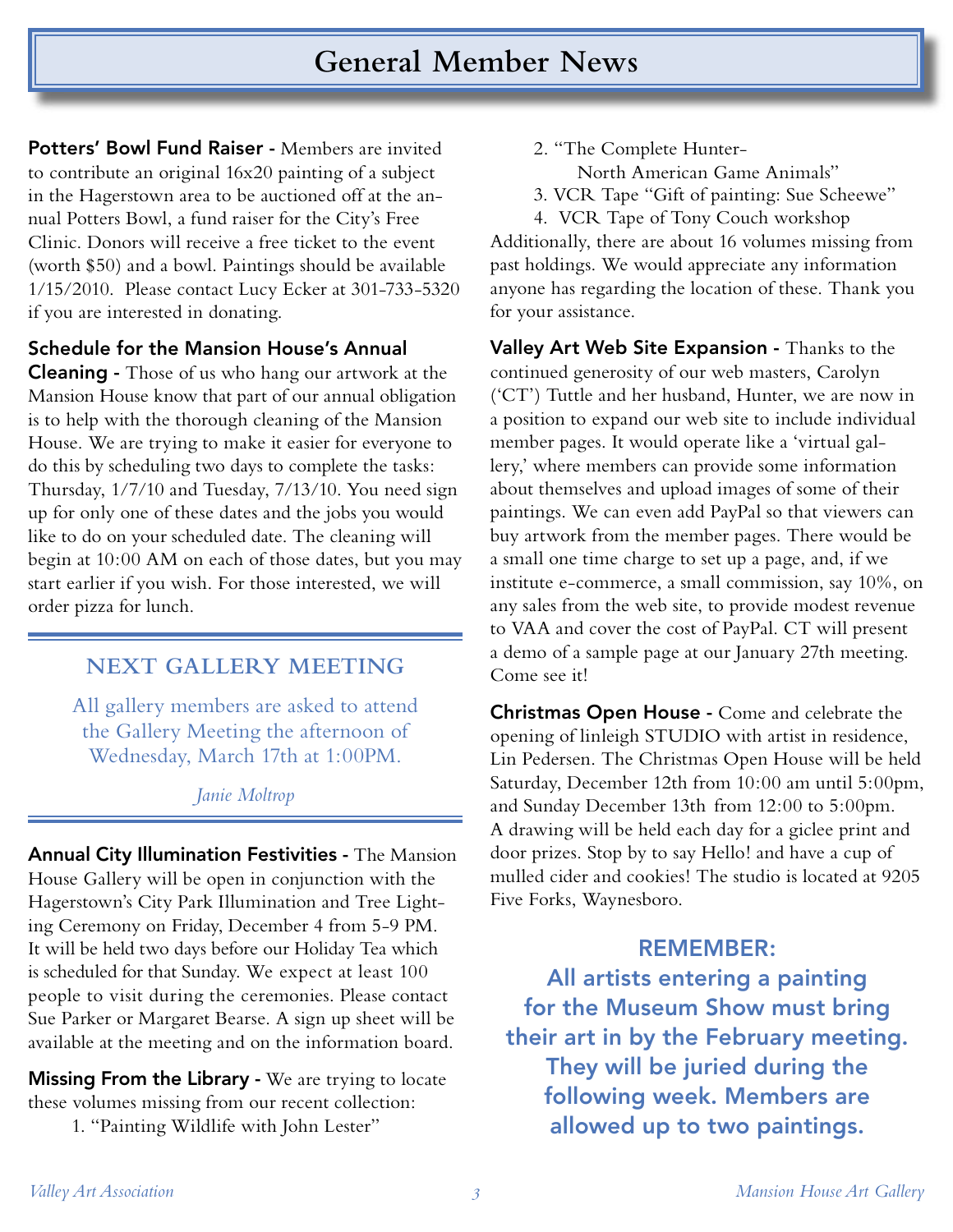# General Member News

**Potters' Bowl Fund Raiser -** Members are invited to contribute an original 16x20 painting of a subject in the Hagerstown area to be auctioned off at the annual Potters Bowl, a fund raiser for the City's Free Clinic. Donors will receive a free ticket to the event (worth $50) and a bowl. Paintings should be available 1/15/2010. Please contact Lucy Ecker at 301-733-5320 if you are interested in donating.

**Schedule for the Mansion House's Annual Cleaning -** Those of us who hang our artwork at the Mansion House know that part of our annual obligation is to help with the thorough cleaning of the Mansion House. We are trying to make it easier for everyone to do this by scheduling two days to complete the tasks: Thursday, 1/7/10 and Tuesday, 7/13/10. You need sign up for only one of these dates and the jobs you would like to do on your scheduled date. The cleaning will begin at 10:00 AM on each of those dates, but you may start earlier if you wish. For those interested, we will order pizza for lunch.

## NEXT GALLERY MEETING

All gallery members are asked to attend the Gallery Meeting the afternoon of Wednesday, March 17th at 1:00PM.

*Janie Moltrop*

**Annual City Illumination Festivities -** The Mansion House Gallery will be open in conjunction with the Hagerstown's City Park Illumination and Tree Lighting Ceremony on Friday, December 4 from 5-9 PM. It will be held two days before our Holiday Tea which is scheduled for that Sunday. We expect at least 100 people to visit during the ceremonies. Please contact Sue Parker or Margaret Bearse. A sign up sheet will be available at the meeting and on the information board.

**Missing From the Library -** We are trying to locate these volumes missing from our recent collection:

1. "Painting Wildlife with John Lester"
2. "The Complete Hunter- North American Game Animals"
3. VCR Tape "Gift of painting: Sue Scheewe"
4. VCR Tape of Tony Couch workshop

Additionally, there are about 16 volumes missing from past holdings. We would appreciate any information anyone has regarding the location of these. Thank you for your assistance.

**Valley Art Web Site Expansion -** Thanks to the continued generosity of our web masters, Carolyn ('CT') Tuttle and her husband, Hunter, we are now in a position to expand our web site to include individual member pages. It would operate like a 'virtual gallery,' where members can provide some information about themselves and upload images of some of their paintings. We can even add PayPal so that viewers can buy artwork from the member pages. There would be a small one time charge to set up a page, and, if we institute e-commerce, a small commission, say 10%, on any sales from the web site, to provide modest revenue to VAA and cover the cost of PayPal. CT will present a demo of a sample page at our January 27th meeting. Come see it!

**Christmas Open House -** Come and celebrate the opening of linleigh STUDIO with artist in residence, Lin Pedersen. The Christmas Open House will be held Saturday, December 12th from 10:00 am until 5:00pm, and Sunday December 13th from 12:00 to 5:00pm. A drawing will be held each day for a giclee print and door prizes. Stop by to say Hello! and have a cup of mulled cider and cookies! The studio is located at 9205 Five Forks, Waynesboro.

**REMEMBER:**

**All artists entering a painting for the Museum Show must bring their art in by the February meeting. They will be juried during the following week. Members are allowed up to two paintings.**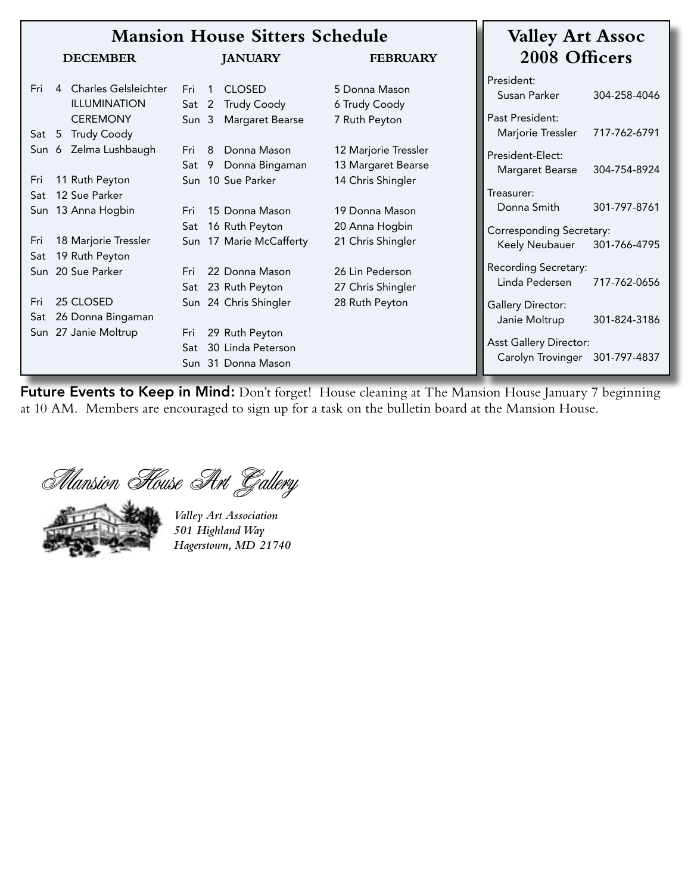## Mansion House Sitters Schedule

| DECEMBER | JANUARY | FEBRUARY |
|---|---|---|
| Fri 4 Charles Gelsleichter ILLUMINATION CEREMONY | Fri 1 CLOSED | 5 Donna Mason |
| Sat 5 Trudy Coody | Sat 2 Trudy Coody | 6 Trudy Coody |
| Sun 6 Zelma Lushbaugh | Sun 3 Margaret Bearse | 7 Ruth Peyton |
| Fri 11 Ruth Peyton | Fri 8 Donna Mason | 12 Marjorie Tressler |
| Sat 12 Sue Parker | Sat 9 Donna Bingaman | 13 Margaret Bearse |
| Sun 13 Anna Hogbin | Sun 10 Sue Parker | 14 Chris Shingler |
| Fri 18 Marjorie Tressler | Fri 15 Donna Mason | 19 Donna Mason |
| Sat 19 Ruth Peyton | Sat 16 Ruth Peyton | 20 Anna Hogbin |
| Sun 20 Sue Parker | Sun 17 Marie McCafferty | 21 Chris Shingler |
| Fri 25 CLOSED | Fri 22 Donna Mason | 26 Lin Pederson |
| Sat 26 Donna Bingaman | Sat 23 Ruth Peyton | 27 Chris Shingler |
| Sun 27 Janie Moltrup | Sun 24 Chris Shingler | 28 Ruth Peyton |
| | Fri 29 Ruth Peyton | |
| | Sat 30 Linda Peterson | |
| | Sun 31 Donna Mason | |

## Valley Art Assoc 2008 Officers

| Office | Name | Phone |
|---|---|---|
| President: | Susan Parker | 304-258-4046 |
| Past President: | Marjorie Tressler | 717-762-6791 |
| President-Elect: | Margaret Bearse | 304-754-8924 |
| Treasurer: | Donna Smith | 301-797-8761 |
| Corresponding Secretary: | Keely Neubauer | 301-766-4795 |
| Recording Secretary: | Linda Pedersen | 717-762-0656 |
| Gallery Director: | Janie Moltrup | 301-824-3186 |
| Asst Gallery Director: | Carolyn Trovinger | 301-797-4837 |

**Future Events to Keep in Mind:** Don't forget! House cleaning at The Mansion House January 7 beginning at 10 AM. Members are encouraged to sign up for a task on the bulletin board at the Mansion House.

*Mansion House Art Gallery*

*Valley Art Association*
*501 Highland Way*
*Hagerstown, MD 21740*